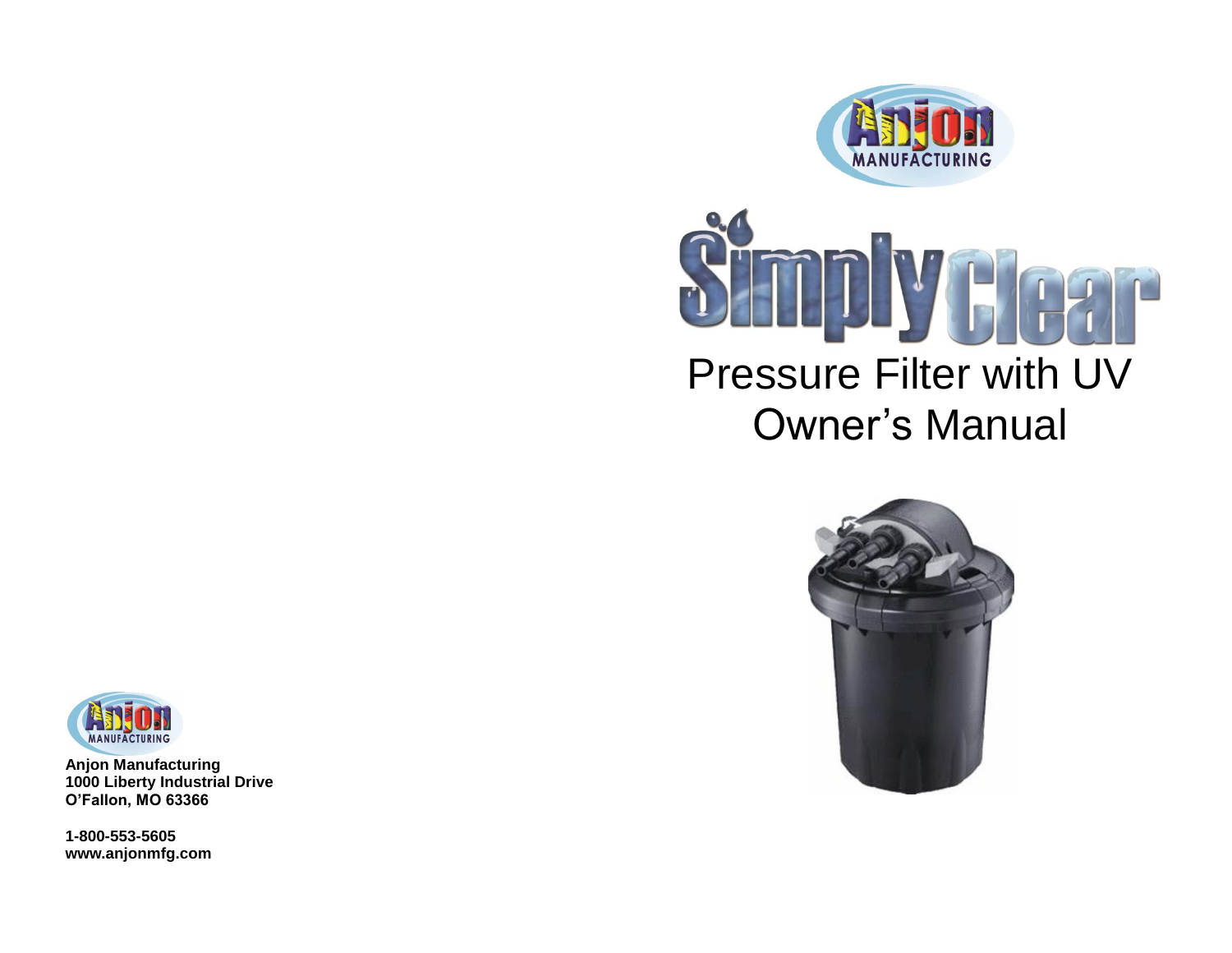# SimplyClear

## Pressure Filter with UV Owner's Manual

**Anjon Manufacturing**
**1000 Liberty Industrial Drive**
**O'Fallon, MO 63366**

**1-800-553-5605**
**www.anjonmfg.com**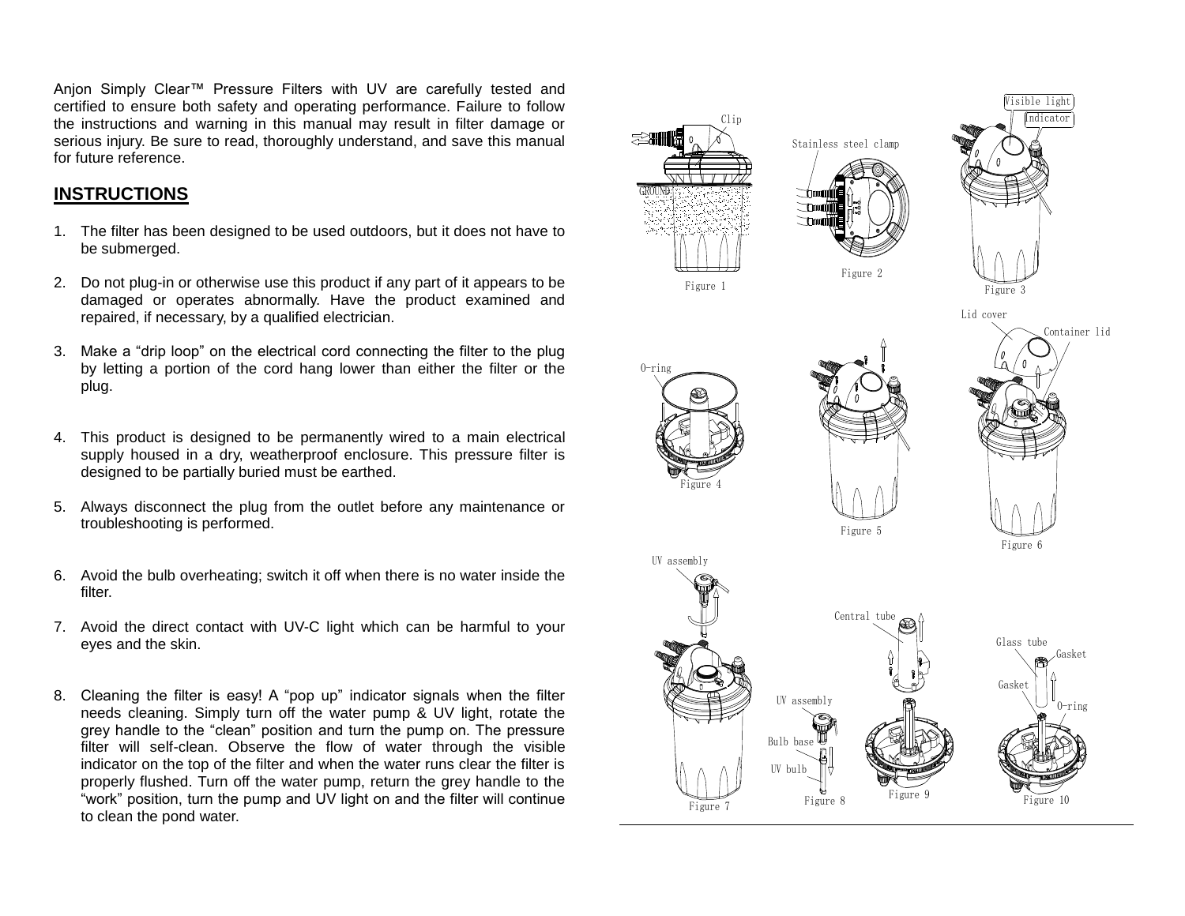Anjon Simply Clear™ Pressure Filters with UV are carefully tested and certified to ensure both safety and operating performance. Failure to follow the instructions and warning in this manual may result in filter damage or serious injury. Be sure to read, thoroughly understand, and save this manual for future reference.

## INSTRUCTIONS

1. The filter has been designed to be used outdoors, but it does not have to be submerged.

2. Do not plug-in or otherwise use this product if any part of it appears to be damaged or operates abnormally. Have the product examined and repaired, if necessary, by a qualified electrician.

3. Make a "drip loop" on the electrical cord connecting the filter to the plug by letting a portion of the cord hang lower than either the filter or the plug.

4. This product is designed to be permanently wired to a main electrical supply housed in a dry, weatherproof enclosure. This pressure filter is designed to be partially buried must be earthed.

5. Always disconnect the plug from the outlet before any maintenance or troubleshooting is performed.

6. Avoid the bulb overheating; switch it off when there is no water inside the filter.

7. Avoid the direct contact with UV-C light which can be harmful to your eyes and the skin.

8. Cleaning the filter is easy! A "pop up" indicator signals when the filter needs cleaning. Simply turn off the water pump & UV light, rotate the grey handle to the "clean" position and turn the pump on. The pressure filter will self-clean. Observe the flow of water through the visible indicator on the top of the filter and when the water runs clear the filter is properly flushed. Turn off the water pump, return the grey handle to the "work" position, turn the pump and UV light on and the filter will continue to clean the pond water.

Clip

GROUND

Figure 1

Stainless steel clamp

Figure 2

Visible light

Indicator

Figure 3

O-ring

Figure 4

Figure 5

Lid cover

Container lid

Figure 6

UV assembly

Figure 7

UV assembly

Bulb base

UV bulb

Figure 8

Central tube

Figure 9

Glass tube

Gasket

Gasket

O-ring

Figure 10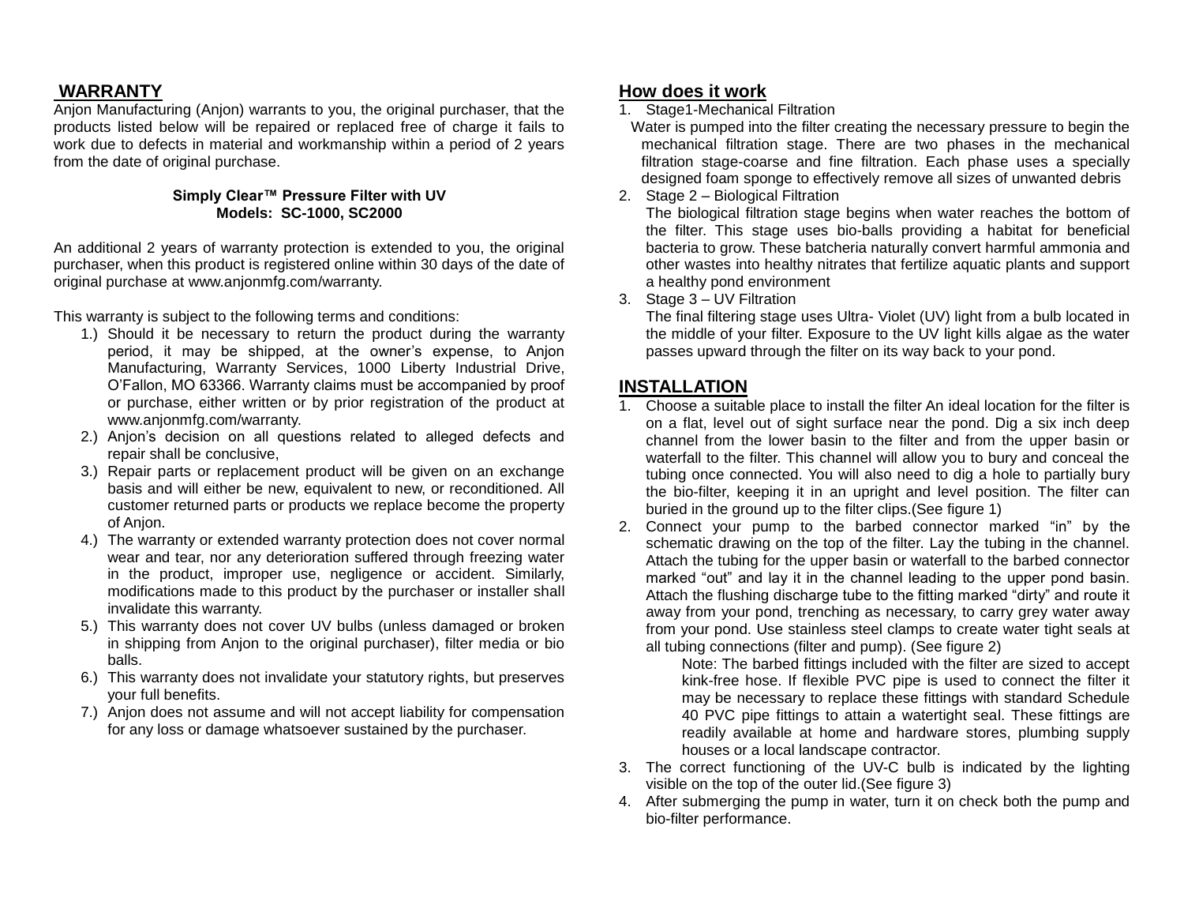## WARRANTY

Anjon Manufacturing (Anjon) warrants to you, the original purchaser, that the products listed below will be repaired or replaced free of charge it fails to work due to defects in material and workmanship within a period of 2 years from the date of original purchase.

**Simply Clear™ Pressure Filter with UV**
**Models: SC-1000, SC2000**

An additional 2 years of warranty protection is extended to you, the original purchaser, when this product is registered online within 30 days of the date of original purchase at www.anjonmfg.com/warranty.

This warranty is subject to the following terms and conditions:

1.) Should it be necessary to return the product during the warranty period, it may be shipped, at the owner's expense, to Anjon Manufacturing, Warranty Services, 1000 Liberty Industrial Drive, O'Fallon, MO 63366. Warranty claims must be accompanied by proof or purchase, either written or by prior registration of the product at www.anjonmfg.com/warranty.
2.) Anjon's decision on all questions related to alleged defects and repair shall be conclusive,
3.) Repair parts or replacement product will be given on an exchange basis and will either be new, equivalent to new, or reconditioned. All customer returned parts or products we replace become the property of Anjon.
4.) The warranty or extended warranty protection does not cover normal wear and tear, nor any deterioration suffered through freezing water in the product, improper use, negligence or accident. Similarly, modifications made to this product by the purchaser or installer shall invalidate this warranty.
5.) This warranty does not cover UV bulbs (unless damaged or broken in shipping from Anjon to the original purchaser), filter media or bio balls.
6.) This warranty does not invalidate your statutory rights, but preserves your full benefits.
7.) Anjon does not assume and will not accept liability for compensation for any loss or damage whatsoever sustained by the purchaser.

## How does it work

1. Stage1-Mechanical Filtration
   Water is pumped into the filter creating the necessary pressure to begin the mechanical filtration stage. There are two phases in the mechanical filtration stage-coarse and fine filtration. Each phase uses a specially designed foam sponge to effectively remove all sizes of unwanted debris
2. Stage 2 – Biological Filtration
   The biological filtration stage begins when water reaches the bottom of the filter. This stage uses bio-balls providing a habitat for beneficial bacteria to grow. These batcheria naturally convert harmful ammonia and other wastes into healthy nitrates that fertilize aquatic plants and support a healthy pond environment
3. Stage 3 – UV Filtration
   The final filtering stage uses Ultra- Violet (UV) light from a bulb located in the middle of your filter. Exposure to the UV light kills algae as the water passes upward through the filter on its way back to your pond.

## INSTALLATION

1. Choose a suitable place to install the filter An ideal location for the filter is on a flat, level out of sight surface near the pond. Dig a six inch deep channel from the lower basin to the filter and from the upper basin or waterfall to the filter. This channel will allow you to bury and conceal the tubing once connected. You will also need to dig a hole to partially bury the bio-filter, keeping it in an upright and level position. The filter can buried in the ground up to the filter clips.(See figure 1)
2. Connect your pump to the barbed connector marked "in" by the schematic drawing on the top of the filter. Lay the tubing in the channel. Attach the tubing for the upper basin or waterfall to the barbed connector marked "out" and lay it in the channel leading to the upper pond basin. Attach the flushing discharge tube to the fitting marked "dirty" and route it away from your pond, trenching as necessary, to carry grey water away from your pond. Use stainless steel clamps to create water tight seals at all tubing connections (filter and pump). (See figure 2)

   Note: The barbed fittings included with the filter are sized to accept kink-free hose. If flexible PVC pipe is used to connect the filter it may be necessary to replace these fittings with standard Schedule 40 PVC pipe fittings to attain a watertight seal. These fittings are readily available at home and hardware stores, plumbing supply houses or a local landscape contractor.
3. The correct functioning of the UV-C bulb is indicated by the lighting visible on the top of the outer lid.(See figure 3)
4. After submerging the pump in water, turn it on check both the pump and bio-filter performance.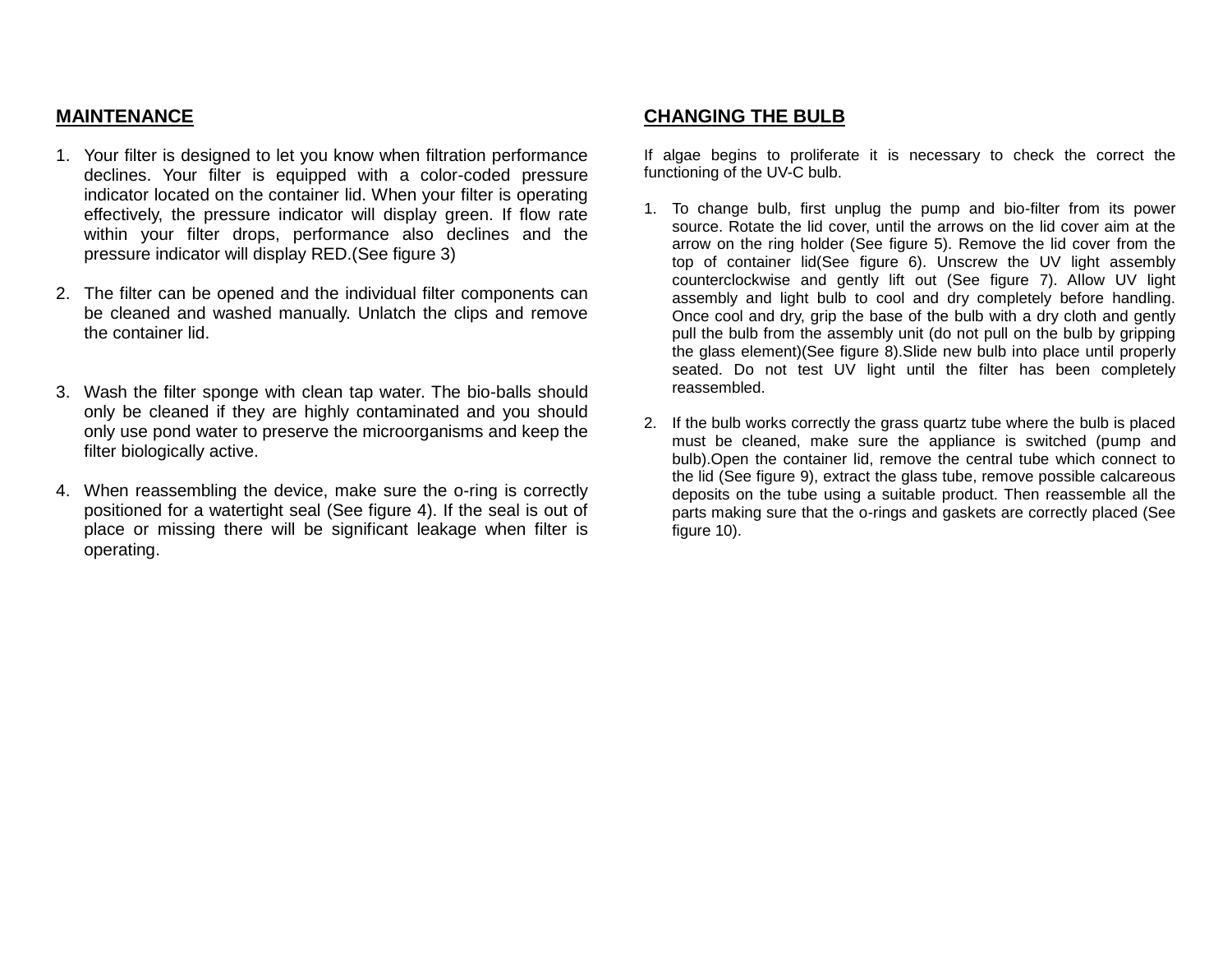## MAINTENANCE

1. Your filter is designed to let you know when filtration performance declines. Your filter is equipped with a color-coded pressure indicator located on the container lid. When your filter is operating effectively, the pressure indicator will display green. If flow rate within your filter drops, performance also declines and the pressure indicator will display RED.(See figure 3)

2. The filter can be opened and the individual filter components can be cleaned and washed manually. Unlatch the clips and remove the container lid.

3. Wash the filter sponge with clean tap water. The bio-balls should only be cleaned if they are highly contaminated and you should only use pond water to preserve the microorganisms and keep the filter biologically active.

4. When reassembling the device, make sure the o-ring is correctly positioned for a watertight seal (See figure 4). If the seal is out of place or missing there will be significant leakage when filter is operating.

## CHANGING THE BULB

If algae begins to proliferate it is necessary to check the correct the functioning of the UV-C bulb.

1. To change bulb, first unplug the pump and bio-filter from its power source. Rotate the lid cover, until the arrows on the lid cover aim at the arrow on the ring holder (See figure 5). Remove the lid cover from the top of container lid(See figure 6). Unscrew the UV light assembly counterclockwise and gently lift out (See figure 7). Allow UV light assembly and light bulb to cool and dry completely before handling. Once cool and dry, grip the base of the bulb with a dry cloth and gently pull the bulb from the assembly unit (do not pull on the bulb by gripping the glass element)(See figure 8).Slide new bulb into place until properly seated. Do not test UV light until the filter has been completely reassembled.

2. If the bulb works correctly the grass quartz tube where the bulb is placed must be cleaned, make sure the appliance is switched (pump and bulb).Open the container lid, remove the central tube which connect to the lid (See figure 9), extract the glass tube, remove possible calcareous deposits on the tube using a suitable product. Then reassemble all the parts making sure that the o-rings and gaskets are correctly placed (See figure 10).